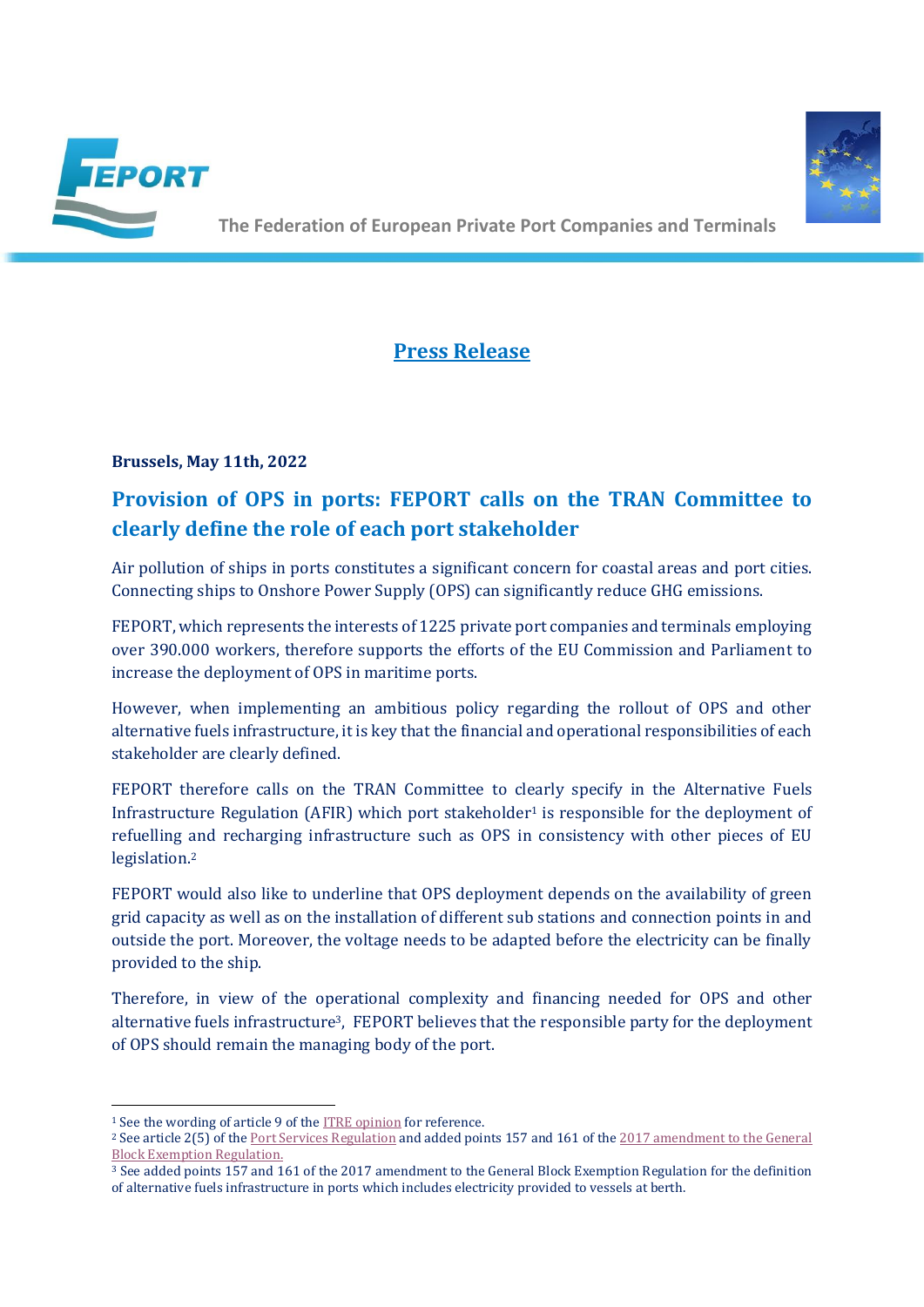The Federation of European Private Port Companies and Terminals

## Press Release

**Brussels, May 11th, 2022**

# Provision of OPS in ports: FEPORT calls on the TRAN Committee to clearly define the role of each port stakeholder

Air pollution of ships in ports constitutes a significant concern for coastal areas and port cities. Connecting ships to Onshore Power Supply (OPS) can significantly reduce GHG emissions.

FEPORT, which represents the interests of 1225 private port companies and terminals employing over 390.000 workers, therefore supports the efforts of the EU Commission and Parliament to increase the deployment of OPS in maritime ports.

However, when implementing an ambitious policy regarding the rollout of OPS and other alternative fuels infrastructure, it is key that the financial and operational responsibilities of each stakeholder are clearly defined.

FEPORT therefore calls on the TRAN Committee to clearly specify in the Alternative Fuels Infrastructure Regulation (AFIR) which port stakeholder[1] is responsible for the deployment of refuelling and recharging infrastructure such as OPS in consistency with other pieces of EU legislation.[2]

FEPORT would also like to underline that OPS deployment depends on the availability of green grid capacity as well as on the installation of different sub stations and connection points in and outside the port. Moreover, the voltage needs to be adapted before the electricity can be finally provided to the ship.

Therefore, in view of the operational complexity and financing needed for OPS and other alternative fuels infrastructure[3], FEPORT believes that the responsible party for the deployment of OPS should remain the managing body of the port.

---

[1] See the wording of article 9 of the ITRE opinion for reference.

[2] See article 2(5) of the Port Services Regulation and added points 157 and 161 of the 2017 amendment to the General Block Exemption Regulation.

[3] See added points 157 and 161 of the 2017 amendment to the General Block Exemption Regulation for the definition of alternative fuels infrastructure in ports which includes electricity provided to vessels at berth.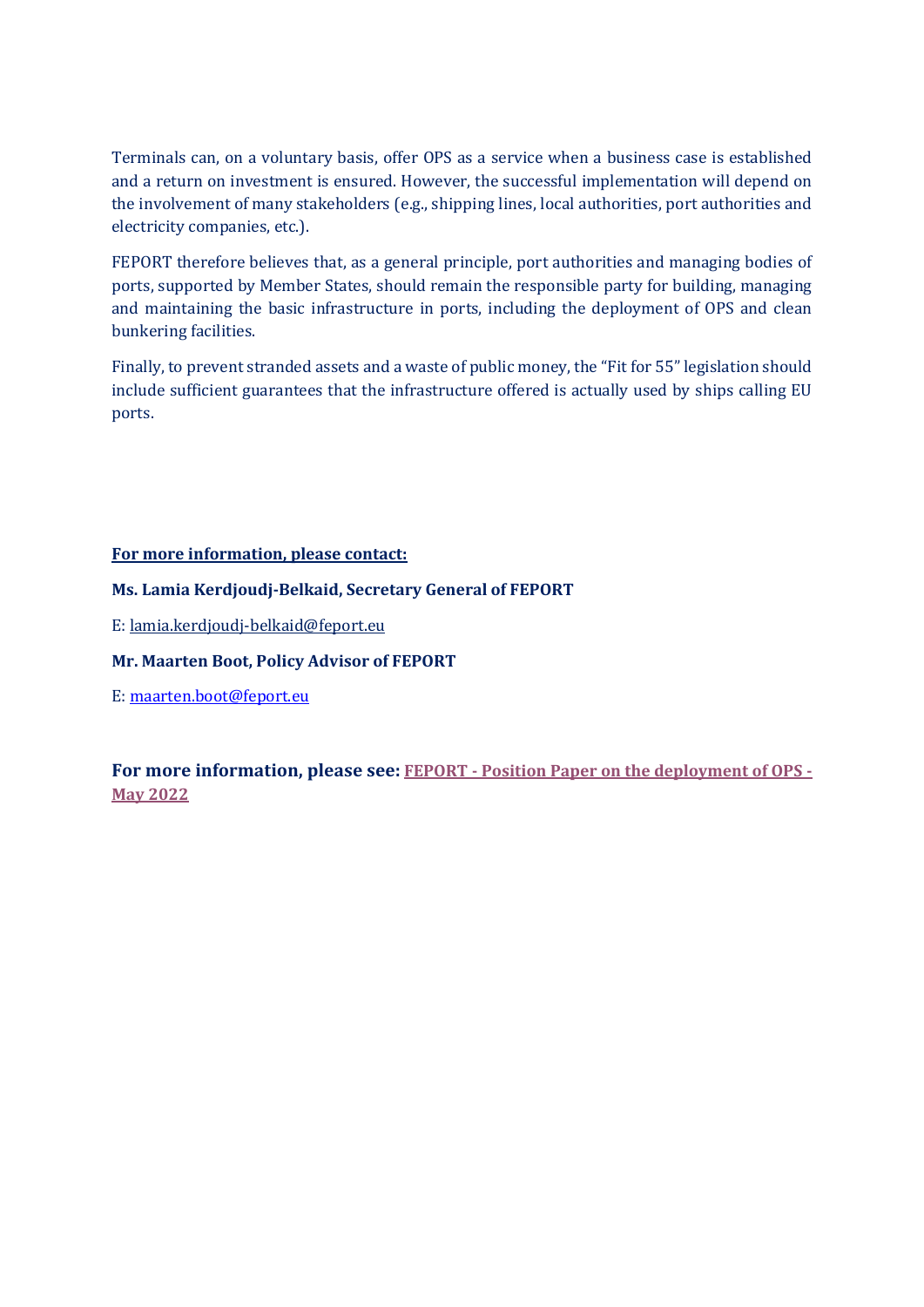Terminals can, on a voluntary basis, offer OPS as a service when a business case is established and a return on investment is ensured. However, the successful implementation will depend on the involvement of many stakeholders (e.g., shipping lines, local authorities, port authorities and electricity companies, etc.).

FEPORT therefore believes that, as a general principle, port authorities and managing bodies of ports, supported by Member States, should remain the responsible party for building, managing and maintaining the basic infrastructure in ports, including the deployment of OPS and clean bunkering facilities.

Finally, to prevent stranded assets and a waste of public money, the "Fit for 55" legislation should include sufficient guarantees that the infrastructure offered is actually used by ships calling EU ports.

**For more information, please contact:**

**Ms. Lamia Kerdjoudj-Belkaid, Secretary General of FEPORT**

E: lamia.kerdjoudj-belkaid@feport.eu

**Mr. Maarten Boot, Policy Advisor of FEPORT**

E: maarten.boot@feport.eu

**For more information, please see: FEPORT - Position Paper on the deployment of OPS - May 2022**